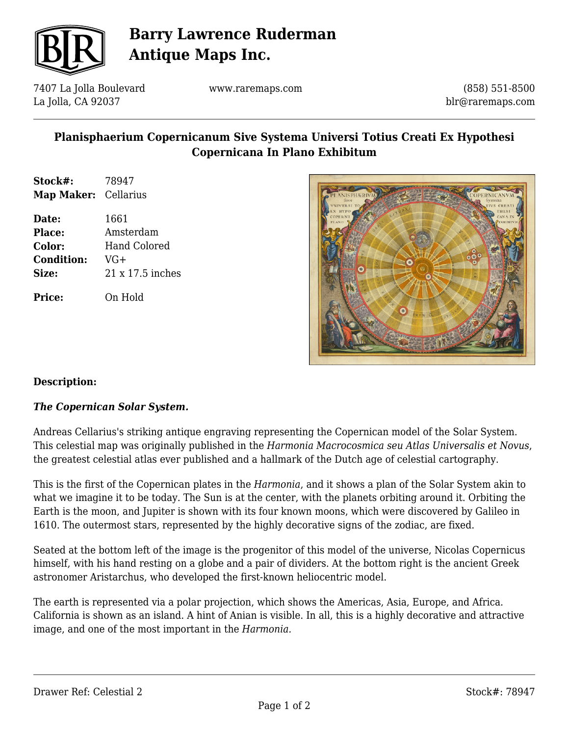# Barry Lawrence Ruderman Antique Maps Inc.

7407 La Jolla Boulevard
La Jolla, CA 92037

www.raremaps.com

(858) 551-8500
blr@raremaps.com

## Planisphaerium Copernicanum Sive Systema Universi Totius Creati Ex Hypothesi Copernicana In Plano Exhibitum

**Stock#:** 78947
**Map Maker:** Cellarius

**Date:** 1661
**Place:** Amsterdam
**Color:** Hand Colored
**Condition:** VG+
**Size:** 21 x 17.5 inches

**Price:** On Hold

**Description:**

***The Copernican Solar System.***

Andreas Cellarius's striking antique engraving representing the Copernican model of the Solar System. This celestial map was originally published in the *Harmonia Macrocosmica seu Atlas Universalis et Novus*, the greatest celestial atlas ever published and a hallmark of the Dutch age of celestial cartography.

This is the first of the Copernican plates in the *Harmonia*, and it shows a plan of the Solar System akin to what we imagine it to be today. The Sun is at the center, with the planets orbiting around it. Orbiting the Earth is the moon, and Jupiter is shown with its four known moons, which were discovered by Galileo in 1610. The outermost stars, represented by the highly decorative signs of the zodiac, are fixed.

Seated at the bottom left of the image is the progenitor of this model of the universe, Nicolas Copernicus himself, with his hand resting on a globe and a pair of dividers. At the bottom right is the ancient Greek astronomer Aristarchus, who developed the first-known heliocentric model.

The earth is represented via a polar projection, which shows the Americas, Asia, Europe, and Africa. California is shown as an island. A hint of Anian is visible. In all, this is a highly decorative and attractive image, and one of the most important in the *Harmonia.*

Drawer Ref: Celestial 2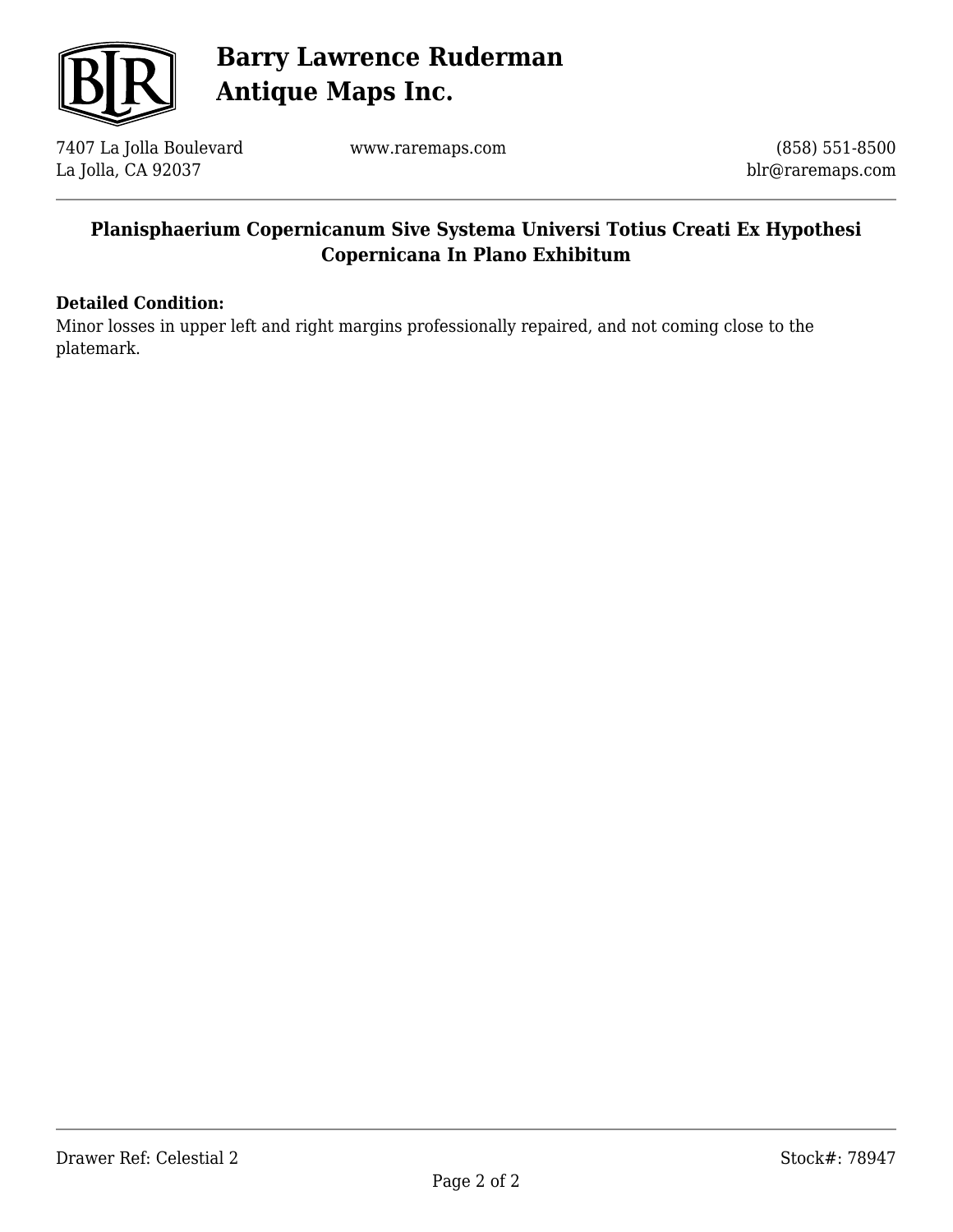## Planisphaerium Copernicanum Sive Systema Universi Totius Creati Ex Hypothesi Copernicana In Plano Exhibitum

**Detailed Condition:**

Minor losses in upper left and right margins professionally repaired, and not coming close to the platemark.